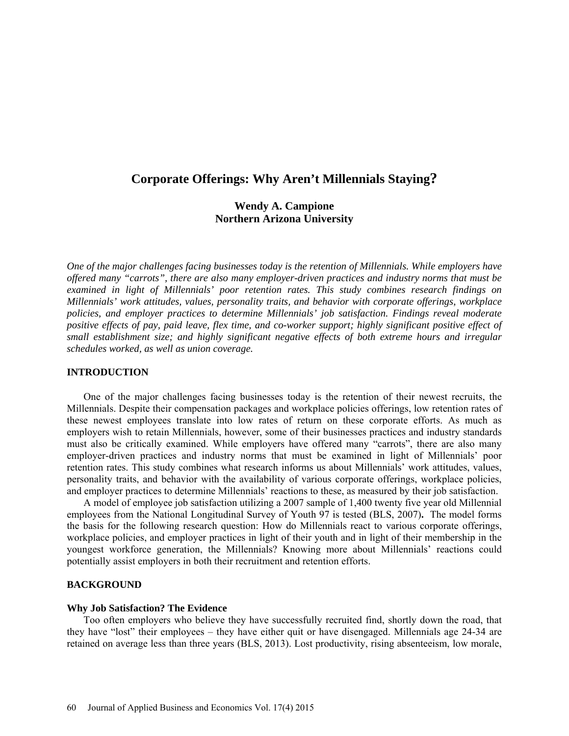# Corporate Offerings: Why Aren't Millennials Staying?

**Wendy A. Campione**
**Northern Arizona University**

*One of the major challenges facing businesses today is the retention of Millennials. While employers have offered many "carrots", there are also many employer-driven practices and industry norms that must be examined in light of Millennials' poor retention rates. This study combines research findings on Millennials' work attitudes, values, personality traits, and behavior with corporate offerings, workplace policies, and employer practices to determine Millennials' job satisfaction. Findings reveal moderate positive effects of pay, paid leave, flex time, and co-worker support; highly significant positive effect of small establishment size; and highly significant negative effects of both extreme hours and irregular schedules worked, as well as union coverage.*

## INTRODUCTION

One of the major challenges facing businesses today is the retention of their newest recruits, the Millennials. Despite their compensation packages and workplace policies offerings, low retention rates of these newest employees translate into low rates of return on these corporate efforts. As much as employers wish to retain Millennials, however, some of their businesses practices and industry standards must also be critically examined. While employers have offered many "carrots", there are also many employer-driven practices and industry norms that must be examined in light of Millennials' poor retention rates. This study combines what research informs us about Millennials' work attitudes, values, personality traits, and behavior with the availability of various corporate offerings, workplace policies, and employer practices to determine Millennials' reactions to these, as measured by their job satisfaction.

A model of employee job satisfaction utilizing a 2007 sample of 1,400 twenty five year old Millennial employees from the National Longitudinal Survey of Youth 97 is tested (BLS, 2007)**.** The model forms the basis for the following research question: How do Millennials react to various corporate offerings, workplace policies, and employer practices in light of their youth and in light of their membership in the youngest workforce generation, the Millennials? Knowing more about Millennials' reactions could potentially assist employers in both their recruitment and retention efforts.

## BACKGROUND

### Why Job Satisfaction? The Evidence

Too often employers who believe they have successfully recruited find, shortly down the road, that they have "lost" their employees – they have either quit or have disengaged. Millennials age 24-34 are retained on average less than three years (BLS, 2013). Lost productivity, rising absenteeism, low morale,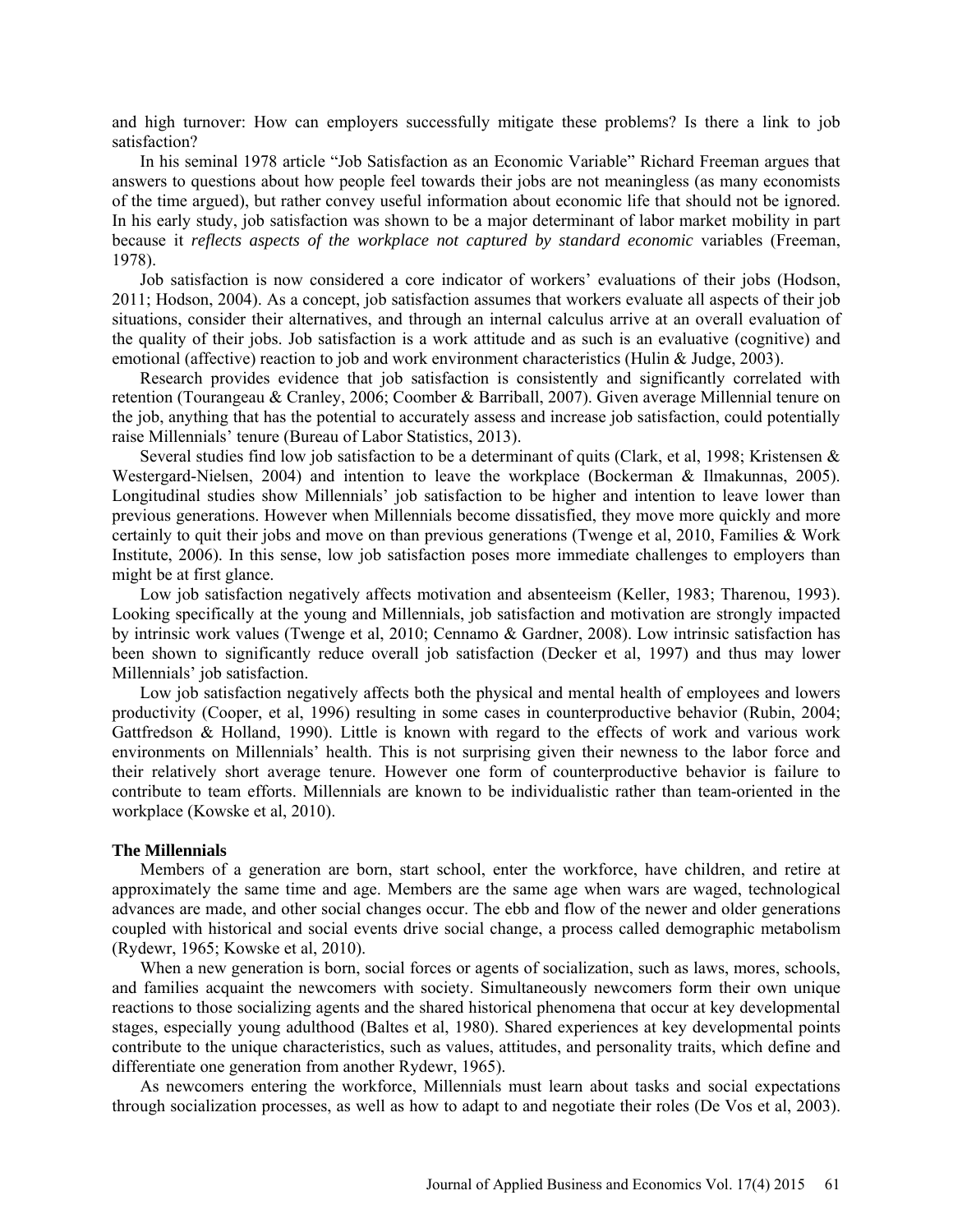and high turnover: How can employers successfully mitigate these problems? Is there a link to job satisfaction?

In his seminal 1978 article "Job Satisfaction as an Economic Variable" Richard Freeman argues that answers to questions about how people feel towards their jobs are not meaningless (as many economists of the time argued), but rather convey useful information about economic life that should not be ignored. In his early study, job satisfaction was shown to be a major determinant of labor market mobility in part because it *reflects aspects of the workplace not captured by standard economic* variables (Freeman, 1978).

Job satisfaction is now considered a core indicator of workers' evaluations of their jobs (Hodson, 2011; Hodson, 2004). As a concept, job satisfaction assumes that workers evaluate all aspects of their job situations, consider their alternatives, and through an internal calculus arrive at an overall evaluation of the quality of their jobs. Job satisfaction is a work attitude and as such is an evaluative (cognitive) and emotional (affective) reaction to job and work environment characteristics (Hulin & Judge, 2003).

Research provides evidence that job satisfaction is consistently and significantly correlated with retention (Tourangeau & Cranley, 2006; Coomber & Barriball, 2007). Given average Millennial tenure on the job, anything that has the potential to accurately assess and increase job satisfaction, could potentially raise Millennials' tenure (Bureau of Labor Statistics, 2013).

Several studies find low job satisfaction to be a determinant of quits (Clark, et al, 1998; Kristensen & Westergard-Nielsen, 2004) and intention to leave the workplace (Bockerman & Ilmakunnas, 2005). Longitudinal studies show Millennials' job satisfaction to be higher and intention to leave lower than previous generations. However when Millennials become dissatisfied, they move more quickly and more certainly to quit their jobs and move on than previous generations (Twenge et al, 2010, Families & Work Institute, 2006). In this sense, low job satisfaction poses more immediate challenges to employers than might be at first glance.

Low job satisfaction negatively affects motivation and absenteeism (Keller, 1983; Tharenou, 1993). Looking specifically at the young and Millennials, job satisfaction and motivation are strongly impacted by intrinsic work values (Twenge et al, 2010; Cennamo & Gardner, 2008). Low intrinsic satisfaction has been shown to significantly reduce overall job satisfaction (Decker et al, 1997) and thus may lower Millennials' job satisfaction.

Low job satisfaction negatively affects both the physical and mental health of employees and lowers productivity (Cooper, et al, 1996) resulting in some cases in counterproductive behavior (Rubin, 2004; Gattfredson & Holland, 1990). Little is known with regard to the effects of work and various work environments on Millennials' health. This is not surprising given their newness to the labor force and their relatively short average tenure. However one form of counterproductive behavior is failure to contribute to team efforts. Millennials are known to be individualistic rather than team-oriented in the workplace (Kowske et al, 2010).

**The Millennials**

Members of a generation are born, start school, enter the workforce, have children, and retire at approximately the same time and age. Members are the same age when wars are waged, technological advances are made, and other social changes occur. The ebb and flow of the newer and older generations coupled with historical and social events drive social change, a process called demographic metabolism (Rydewr, 1965; Kowske et al, 2010).

When a new generation is born, social forces or agents of socialization, such as laws, mores, schools, and families acquaint the newcomers with society. Simultaneously newcomers form their own unique reactions to those socializing agents and the shared historical phenomena that occur at key developmental stages, especially young adulthood (Baltes et al, 1980). Shared experiences at key developmental points contribute to the unique characteristics, such as values, attitudes, and personality traits, which define and differentiate one generation from another Rydewr, 1965).

As newcomers entering the workforce, Millennials must learn about tasks and social expectations through socialization processes, as well as how to adapt to and negotiate their roles (De Vos et al, 2003).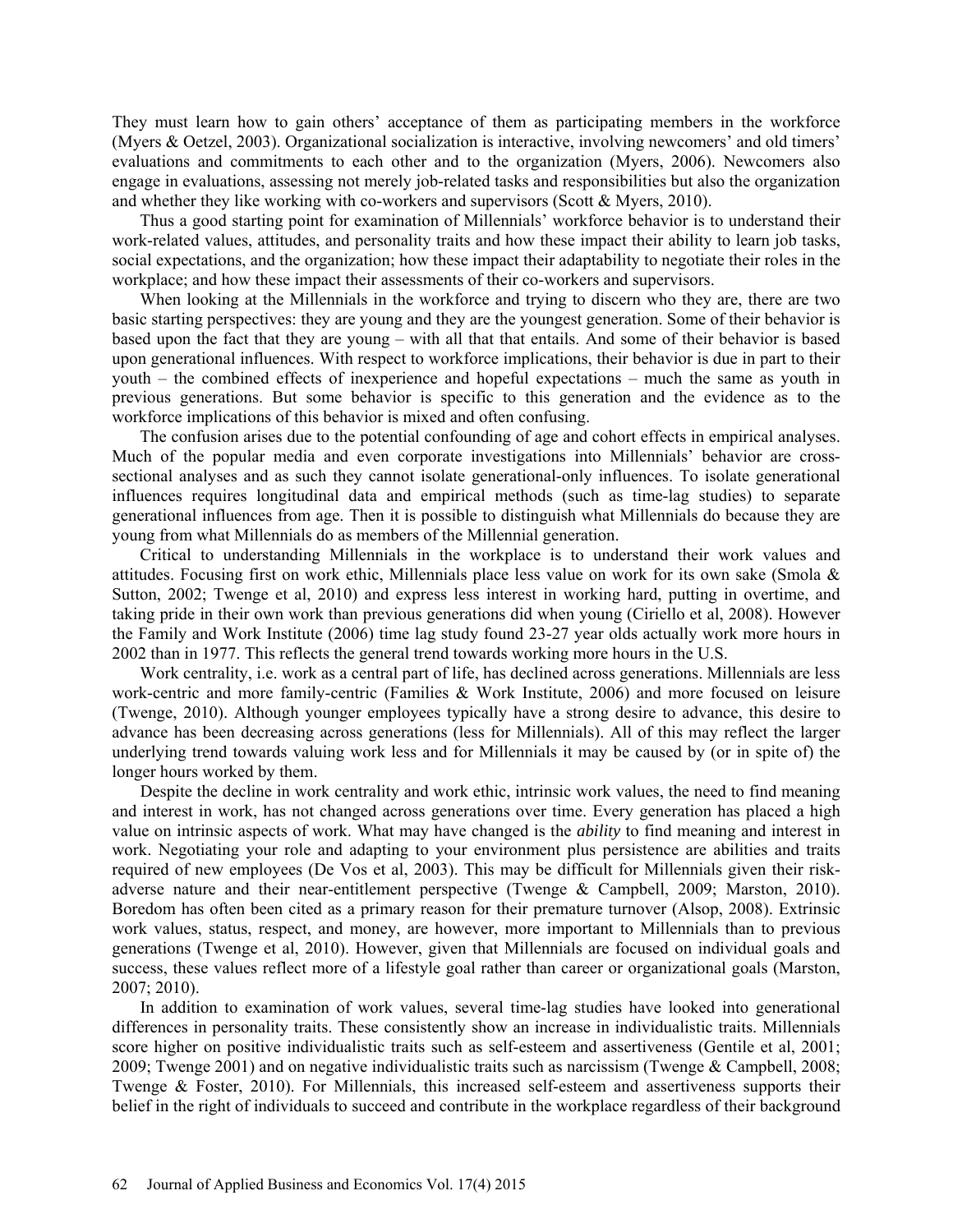They must learn how to gain others' acceptance of them as participating members in the workforce (Myers & Oetzel, 2003). Organizational socialization is interactive, involving newcomers' and old timers' evaluations and commitments to each other and to the organization (Myers, 2006). Newcomers also engage in evaluations, assessing not merely job-related tasks and responsibilities but also the organization and whether they like working with co-workers and supervisors (Scott & Myers, 2010).

Thus a good starting point for examination of Millennials' workforce behavior is to understand their work-related values, attitudes, and personality traits and how these impact their ability to learn job tasks, social expectations, and the organization; how these impact their adaptability to negotiate their roles in the workplace; and how these impact their assessments of their co-workers and supervisors.

When looking at the Millennials in the workforce and trying to discern who they are, there are two basic starting perspectives: they are young and they are the youngest generation. Some of their behavior is based upon the fact that they are young – with all that that entails. And some of their behavior is based upon generational influences. With respect to workforce implications, their behavior is due in part to their youth – the combined effects of inexperience and hopeful expectations – much the same as youth in previous generations. But some behavior is specific to this generation and the evidence as to the workforce implications of this behavior is mixed and often confusing.

The confusion arises due to the potential confounding of age and cohort effects in empirical analyses. Much of the popular media and even corporate investigations into Millennials' behavior are cross-sectional analyses and as such they cannot isolate generational-only influences. To isolate generational influences requires longitudinal data and empirical methods (such as time-lag studies) to separate generational influences from age. Then it is possible to distinguish what Millennials do because they are young from what Millennials do as members of the Millennial generation.

Critical to understanding Millennials in the workplace is to understand their work values and attitudes. Focusing first on work ethic, Millennials place less value on work for its own sake (Smola & Sutton, 2002; Twenge et al, 2010) and express less interest in working hard, putting in overtime, and taking pride in their own work than previous generations did when young (Ciriello et al, 2008). However the Family and Work Institute (2006) time lag study found 23-27 year olds actually work more hours in 2002 than in 1977. This reflects the general trend towards working more hours in the U.S.

Work centrality, i.e. work as a central part of life, has declined across generations. Millennials are less work-centric and more family-centric (Families & Work Institute, 2006) and more focused on leisure (Twenge, 2010). Although younger employees typically have a strong desire to advance, this desire to advance has been decreasing across generations (less for Millennials). All of this may reflect the larger underlying trend towards valuing work less and for Millennials it may be caused by (or in spite of) the longer hours worked by them.

Despite the decline in work centrality and work ethic, intrinsic work values, the need to find meaning and interest in work, has not changed across generations over time. Every generation has placed a high value on intrinsic aspects of work. What may have changed is the *ability* to find meaning and interest in work. Negotiating your role and adapting to your environment plus persistence are abilities and traits required of new employees (De Vos et al, 2003). This may be difficult for Millennials given their risk-adverse nature and their near-entitlement perspective (Twenge & Campbell, 2009; Marston, 2010). Boredom has often been cited as a primary reason for their premature turnover (Alsop, 2008). Extrinsic work values, status, respect, and money, are however, more important to Millennials than to previous generations (Twenge et al, 2010). However, given that Millennials are focused on individual goals and success, these values reflect more of a lifestyle goal rather than career or organizational goals (Marston, 2007; 2010).

In addition to examination of work values, several time-lag studies have looked into generational differences in personality traits. These consistently show an increase in individualistic traits. Millennials score higher on positive individualistic traits such as self-esteem and assertiveness (Gentile et al, 2001; 2009; Twenge 2001) and on negative individualistic traits such as narcissism (Twenge & Campbell, 2008; Twenge & Foster, 2010). For Millennials, this increased self-esteem and assertiveness supports their belief in the right of individuals to succeed and contribute in the workplace regardless of their background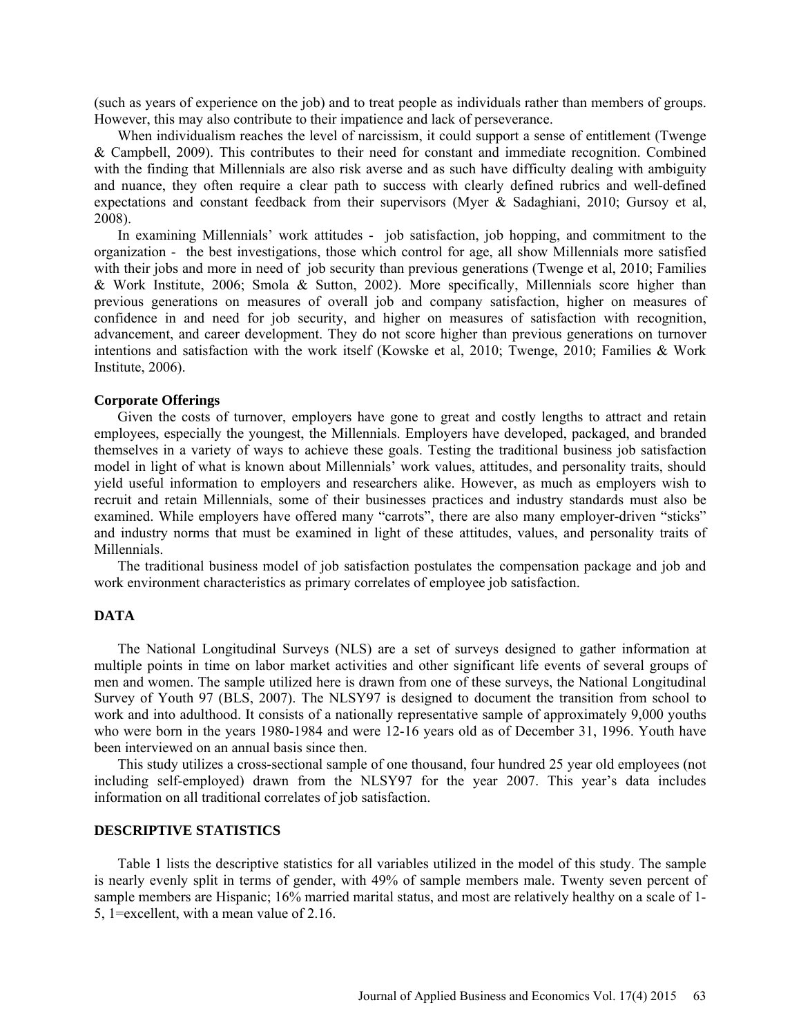(such as years of experience on the job) and to treat people as individuals rather than members of groups. However, this may also contribute to their impatience and lack of perseverance.

When individualism reaches the level of narcissism, it could support a sense of entitlement (Twenge & Campbell, 2009). This contributes to their need for constant and immediate recognition. Combined with the finding that Millennials are also risk averse and as such have difficulty dealing with ambiguity and nuance, they often require a clear path to success with clearly defined rubrics and well-defined expectations and constant feedback from their supervisors (Myer & Sadaghiani, 2010; Gursoy et al, 2008).

In examining Millennials' work attitudes - job satisfaction, job hopping, and commitment to the organization - the best investigations, those which control for age, all show Millennials more satisfied with their jobs and more in need of job security than previous generations (Twenge et al, 2010; Families & Work Institute, 2006; Smola & Sutton, 2002). More specifically, Millennials score higher than previous generations on measures of overall job and company satisfaction, higher on measures of confidence in and need for job security, and higher on measures of satisfaction with recognition, advancement, and career development. They do not score higher than previous generations on turnover intentions and satisfaction with the work itself (Kowske et al, 2010; Twenge, 2010; Families & Work Institute, 2006).

**Corporate Offerings**

Given the costs of turnover, employers have gone to great and costly lengths to attract and retain employees, especially the youngest, the Millennials. Employers have developed, packaged, and branded themselves in a variety of ways to achieve these goals. Testing the traditional business job satisfaction model in light of what is known about Millennials' work values, attitudes, and personality traits, should yield useful information to employers and researchers alike. However, as much as employers wish to recruit and retain Millennials, some of their businesses practices and industry standards must also be examined. While employers have offered many "carrots", there are also many employer-driven "sticks" and industry norms that must be examined in light of these attitudes, values, and personality traits of Millennials.

The traditional business model of job satisfaction postulates the compensation package and job and work environment characteristics as primary correlates of employee job satisfaction.

## DATA

The National Longitudinal Surveys (NLS) are a set of surveys designed to gather information at multiple points in time on labor market activities and other significant life events of several groups of men and women. The sample utilized here is drawn from one of these surveys, the National Longitudinal Survey of Youth 97 (BLS, 2007). The NLSY97 is designed to document the transition from school to work and into adulthood. It consists of a nationally representative sample of approximately 9,000 youths who were born in the years 1980-1984 and were 12-16 years old as of December 31, 1996. Youth have been interviewed on an annual basis since then.

This study utilizes a cross-sectional sample of one thousand, four hundred 25 year old employees (not including self-employed) drawn from the NLSY97 for the year 2007. This year's data includes information on all traditional correlates of job satisfaction.

## DESCRIPTIVE STATISTICS

Table 1 lists the descriptive statistics for all variables utilized in the model of this study. The sample is nearly evenly split in terms of gender, with 49% of sample members male. Twenty seven percent of sample members are Hispanic; 16% married marital status, and most are relatively healthy on a scale of 1-5, 1=excellent, with a mean value of 2.16.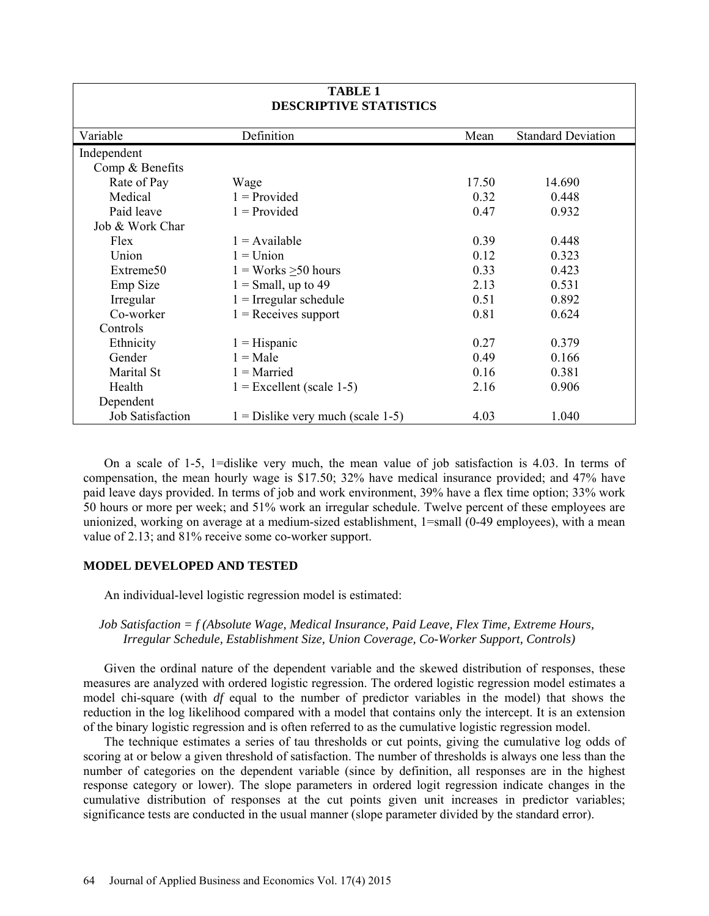**TABLE 1**
**DESCRIPTIVE STATISTICS**

| Variable | Definition | Mean | Standard Deviation |
|---|---|---|---|
| Independent | | | |
| Comp & Benefits | | | |
| Rate of Pay | Wage | 17.50 | 14.690 |
| Medical | 1 = Provided | 0.32 | 0.448 |
| Paid leave | 1 = Provided | 0.47 | 0.932 |
| Job & Work Char | | | |
| Flex | 1 = Available | 0.39 | 0.448 |
| Union | 1 = Union | 0.12 | 0.323 |
| Extreme50 | 1 = Works $\geq$50 hours | 0.33 | 0.423 |
| Emp Size | 1 = Small, up to 49 | 2.13 | 0.531 |
| Irregular | 1 = Irregular schedule | 0.51 | 0.892 |
| Co-worker | 1 = Receives support | 0.81 | 0.624 |
| Controls | | | |
| Ethnicity | 1 = Hispanic | 0.27 | 0.379 |
| Gender | 1 = Male | 0.49 | 0.166 |
| Marital St | 1 = Married | 0.16 | 0.381 |
| Health | 1 = Excellent (scale 1-5) | 2.16 | 0.906 |
| Dependent | | | |
| Job Satisfaction | 1 = Dislike very much (scale 1-5) | 4.03 | 1.040 |

On a scale of 1-5, 1=dislike very much, the mean value of job satisfaction is 4.03. In terms of compensation, the mean hourly wage is $17.50; 32% have medical insurance provided; and 47% have paid leave days provided. In terms of job and work environment, 39% have a flex time option; 33% work 50 hours or more per week; and 51% work an irregular schedule. Twelve percent of these employees are unionized, working on average at a medium-sized establishment, 1=small (0-49 employees), with a mean value of 2.13; and 81% receive some co-worker support.

## MODEL DEVELOPED AND TESTED

An individual-level logistic regression model is estimated:

*Job Satisfaction = f (Absolute Wage, Medical Insurance, Paid Leave, Flex Time, Extreme Hours, Irregular Schedule, Establishment Size, Union Coverage, Co-Worker Support, Controls)*

Given the ordinal nature of the dependent variable and the skewed distribution of responses, these measures are analyzed with ordered logistic regression. The ordered logistic regression model estimates a model chi-square (with *df* equal to the number of predictor variables in the model) that shows the reduction in the log likelihood compared with a model that contains only the intercept. It is an extension of the binary logistic regression and is often referred to as the cumulative logistic regression model.

The technique estimates a series of tau thresholds or cut points, giving the cumulative log odds of scoring at or below a given threshold of satisfaction. The number of thresholds is always one less than the number of categories on the dependent variable (since by definition, all responses are in the highest response category or lower). The slope parameters in ordered logit regression indicate changes in the cumulative distribution of responses at the cut points given unit increases in predictor variables; significance tests are conducted in the usual manner (slope parameter divided by the standard error).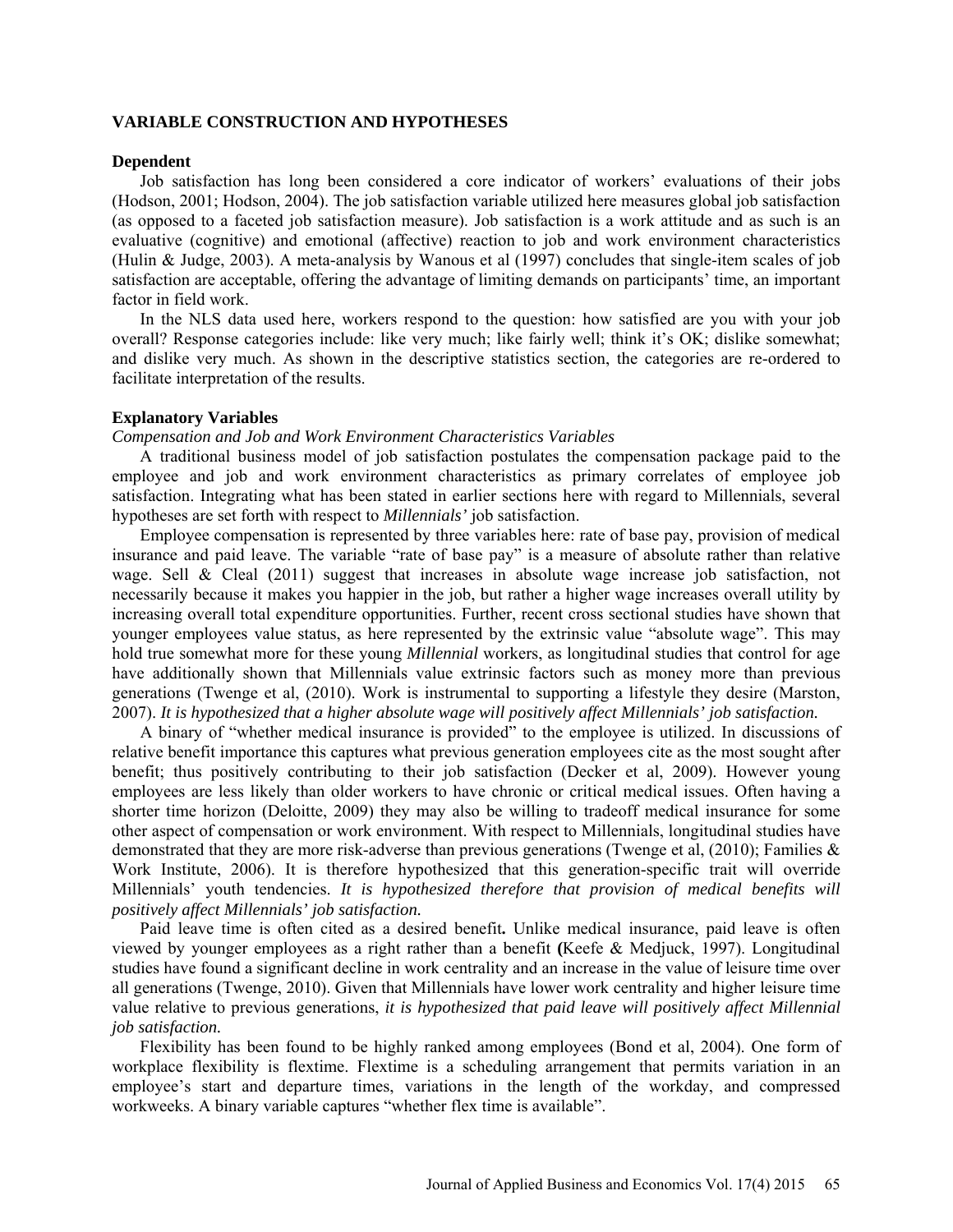## VARIABLE CONSTRUCTION AND HYPOTHESES

### Dependent

Job satisfaction has long been considered a core indicator of workers' evaluations of their jobs (Hodson, 2001; Hodson, 2004). The job satisfaction variable utilized here measures global job satisfaction (as opposed to a faceted job satisfaction measure). Job satisfaction is a work attitude and as such is an evaluative (cognitive) and emotional (affective) reaction to job and work environment characteristics (Hulin & Judge, 2003). A meta-analysis by Wanous et al (1997) concludes that single-item scales of job satisfaction are acceptable, offering the advantage of limiting demands on participants' time, an important factor in field work.

In the NLS data used here, workers respond to the question: how satisfied are you with your job overall? Response categories include: like very much; like fairly well; think it's OK; dislike somewhat; and dislike very much. As shown in the descriptive statistics section, the categories are re-ordered to facilitate interpretation of the results.

### Explanatory Variables

*Compensation and Job and Work Environment Characteristics Variables*

A traditional business model of job satisfaction postulates the compensation package paid to the employee and job and work environment characteristics as primary correlates of employee job satisfaction. Integrating what has been stated in earlier sections here with regard to Millennials, several hypotheses are set forth with respect to *Millennials'* job satisfaction.

Employee compensation is represented by three variables here: rate of base pay, provision of medical insurance and paid leave. The variable "rate of base pay" is a measure of absolute rather than relative wage. Sell & Cleal (2011) suggest that increases in absolute wage increase job satisfaction, not necessarily because it makes you happier in the job, but rather a higher wage increases overall utility by increasing overall total expenditure opportunities. Further, recent cross sectional studies have shown that younger employees value status, as here represented by the extrinsic value "absolute wage". This may hold true somewhat more for these young *Millennial* workers, as longitudinal studies that control for age have additionally shown that Millennials value extrinsic factors such as money more than previous generations (Twenge et al, (2010). Work is instrumental to supporting a lifestyle they desire (Marston, 2007). *It is hypothesized that a higher absolute wage will positively affect Millennials' job satisfaction.*

A binary of "whether medical insurance is provided" to the employee is utilized. In discussions of relative benefit importance this captures what previous generation employees cite as the most sought after benefit; thus positively contributing to their job satisfaction (Decker et al, 2009). However young employees are less likely than older workers to have chronic or critical medical issues. Often having a shorter time horizon (Deloitte, 2009) they may also be willing to tradeoff medical insurance for some other aspect of compensation or work environment. With respect to Millennials, longitudinal studies have demonstrated that they are more risk-adverse than previous generations (Twenge et al, (2010); Families & Work Institute, 2006). It is therefore hypothesized that this generation-specific trait will override Millennials' youth tendencies. *It is hypothesized therefore that provision of medical benefits will positively affect Millennials' job satisfaction.*

Paid leave time is often cited as a desired benefit**.** Unlike medical insurance, paid leave is often viewed by younger employees as a right rather than a benefit **(**Keefe & Medjuck, 1997). Longitudinal studies have found a significant decline in work centrality and an increase in the value of leisure time over all generations (Twenge, 2010). Given that Millennials have lower work centrality and higher leisure time value relative to previous generations, *it is hypothesized that paid leave will positively affect Millennial job satisfaction.*

Flexibility has been found to be highly ranked among employees (Bond et al, 2004). One form of workplace flexibility is flextime. Flextime is a scheduling arrangement that permits variation in an employee's start and departure times, variations in the length of the workday, and compressed workweeks. A binary variable captures "whether flex time is available".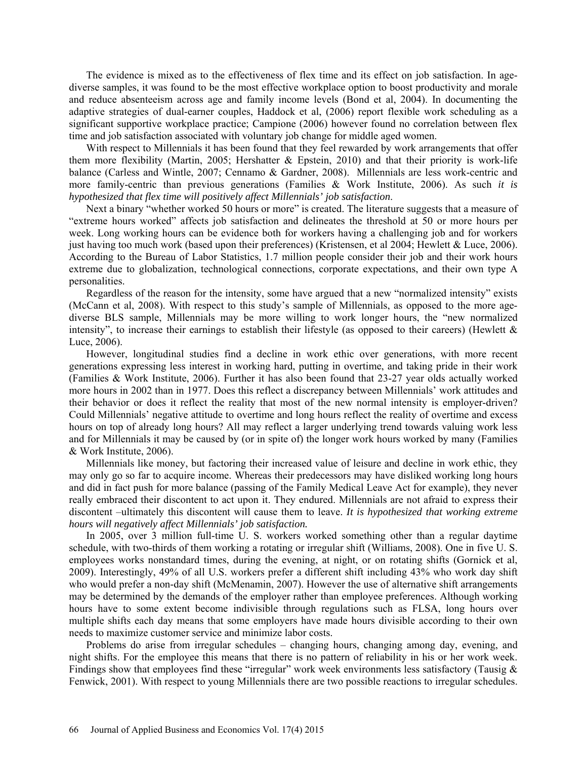The evidence is mixed as to the effectiveness of flex time and its effect on job satisfaction. In age-diverse samples, it was found to be the most effective workplace option to boost productivity and morale and reduce absenteeism across age and family income levels (Bond et al, 2004). In documenting the adaptive strategies of dual-earner couples, Haddock et al, (2006) report flexible work scheduling as a significant supportive workplace practice; Campione (2006) however found no correlation between flex time and job satisfaction associated with voluntary job change for middle aged women.

With respect to Millennials it has been found that they feel rewarded by work arrangements that offer them more flexibility (Martin, 2005; Hershatter & Epstein, 2010) and that their priority is work-life balance (Carless and Wintle, 2007; Cennamo & Gardner, 2008). Millennials are less work-centric and more family-centric than previous generations (Families & Work Institute, 2006). As such *it is hypothesized that flex time will positively affect Millennials' job satisfaction*.

Next a binary "whether worked 50 hours or more" is created. The literature suggests that a measure of "extreme hours worked" affects job satisfaction and delineates the threshold at 50 or more hours per week. Long working hours can be evidence both for workers having a challenging job and for workers just having too much work (based upon their preferences) (Kristensen, et al 2004; Hewlett & Luce, 2006). According to the Bureau of Labor Statistics, 1.7 million people consider their job and their work hours extreme due to globalization, technological connections, corporate expectations, and their own type A personalities.

Regardless of the reason for the intensity, some have argued that a new "normalized intensity" exists (McCann et al, 2008). With respect to this study's sample of Millennials, as opposed to the more age-diverse BLS sample, Millennials may be more willing to work longer hours, the "new normalized intensity", to increase their earnings to establish their lifestyle (as opposed to their careers) (Hewlett & Luce, 2006).

However, longitudinal studies find a decline in work ethic over generations, with more recent generations expressing less interest in working hard, putting in overtime, and taking pride in their work (Families & Work Institute, 2006). Further it has also been found that 23-27 year olds actually worked more hours in 2002 than in 1977. Does this reflect a discrepancy between Millennials' work attitudes and their behavior or does it reflect the reality that most of the new normal intensity is employer-driven? Could Millennials' negative attitude to overtime and long hours reflect the reality of overtime and excess hours on top of already long hours? All may reflect a larger underlying trend towards valuing work less and for Millennials it may be caused by (or in spite of) the longer work hours worked by many (Families & Work Institute, 2006).

Millennials like money, but factoring their increased value of leisure and decline in work ethic, they may only go so far to acquire income. Whereas their predecessors may have disliked working long hours and did in fact push for more balance (passing of the Family Medical Leave Act for example), they never really embraced their discontent to act upon it. They endured. Millennials are not afraid to express their discontent –ultimately this discontent will cause them to leave. *It is hypothesized that working extreme hours will negatively affect Millennials' job satisfaction.*

In 2005, over 3 million full-time U. S. workers worked something other than a regular daytime schedule, with two-thirds of them working a rotating or irregular shift (Williams, 2008). One in five U. S. employees works nonstandard times, during the evening, at night, or on rotating shifts (Gornick et al, 2009). Interestingly, 49% of all U.S. workers prefer a different shift including 43% who work day shift who would prefer a non-day shift (McMenamin, 2007). However the use of alternative shift arrangements may be determined by the demands of the employer rather than employee preferences. Although working hours have to some extent become indivisible through regulations such as FLSA, long hours over multiple shifts each day means that some employers have made hours divisible according to their own needs to maximize customer service and minimize labor costs.

Problems do arise from irregular schedules – changing hours, changing among day, evening, and night shifts. For the employee this means that there is no pattern of reliability in his or her work week. Findings show that employees find these "irregular" work week environments less satisfactory (Tausig & Fenwick, 2001). With respect to young Millennials there are two possible reactions to irregular schedules.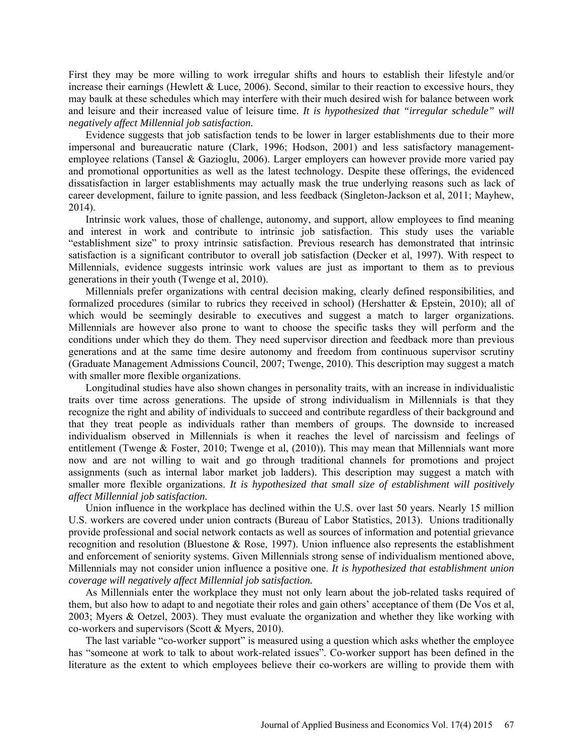First they may be more willing to work irregular shifts and hours to establish their lifestyle and/or increase their earnings (Hewlett & Luce, 2006). Second, similar to their reaction to excessive hours, they may baulk at these schedules which may interfere with their much desired wish for balance between work and leisure and their increased value of leisure time. *It is hypothesized that "irregular schedule" will negatively affect Millennial job satisfaction.*

Evidence suggests that job satisfaction tends to be lower in larger establishments due to their more impersonal and bureaucratic nature (Clark, 1996; Hodson, 2001) and less satisfactory management-employee relations (Tansel & Gazioglu, 2006). Larger employers can however provide more varied pay and promotional opportunities as well as the latest technology. Despite these offerings, the evidenced dissatisfaction in larger establishments may actually mask the true underlying reasons such as lack of career development, failure to ignite passion, and less feedback (Singleton-Jackson et al, 2011; Mayhew, 2014).

Intrinsic work values, those of challenge, autonomy, and support, allow employees to find meaning and interest in work and contribute to intrinsic job satisfaction. This study uses the variable "establishment size" to proxy intrinsic satisfaction. Previous research has demonstrated that intrinsic satisfaction is a significant contributor to overall job satisfaction (Decker et al, 1997). With respect to Millennials, evidence suggests intrinsic work values are just as important to them as to previous generations in their youth (Twenge et al, 2010).

Millennials prefer organizations with central decision making, clearly defined responsibilities, and formalized procedures (similar to rubrics they received in school) (Hershatter & Epstein, 2010); all of which would be seemingly desirable to executives and suggest a match to larger organizations. Millennials are however also prone to want to choose the specific tasks they will perform and the conditions under which they do them. They need supervisor direction and feedback more than previous generations and at the same time desire autonomy and freedom from continuous supervisor scrutiny (Graduate Management Admissions Council, 2007; Twenge, 2010). This description may suggest a match with smaller more flexible organizations.

Longitudinal studies have also shown changes in personality traits, with an increase in individualistic traits over time across generations. The upside of strong individualism in Millennials is that they recognize the right and ability of individuals to succeed and contribute regardless of their background and that they treat people as individuals rather than members of groups. The downside to increased individualism observed in Millennials is when it reaches the level of narcissism and feelings of entitlement (Twenge & Foster, 2010; Twenge et al, (2010)). This may mean that Millennials want more now and are not willing to wait and go through traditional channels for promotions and project assignments (such as internal labor market job ladders). This description may suggest a match with smaller more flexible organizations. *It is hypothesized that small size of establishment will positively affect Millennial job satisfaction.*

Union influence in the workplace has declined within the U.S. over last 50 years. Nearly 15 million U.S. workers are covered under union contracts (Bureau of Labor Statistics, 2013). Unions traditionally provide professional and social network contacts as well as sources of information and potential grievance recognition and resolution (Bluestone & Rose, 1997). Union influence also represents the establishment and enforcement of seniority systems. Given Millennials strong sense of individualism mentioned above, Millennials may not consider union influence a positive one. *It is hypothesized that establishment union coverage will negatively affect Millennial job satisfaction.*

As Millennials enter the workplace they must not only learn about the job-related tasks required of them, but also how to adapt to and negotiate their roles and gain others' acceptance of them (De Vos et al, 2003; Myers & Oetzel, 2003). They must evaluate the organization and whether they like working with co-workers and supervisors (Scott & Myers, 2010).

The last variable "co-worker support" is measured using a question which asks whether the employee has "someone at work to talk to about work-related issues". Co-worker support has been defined in the literature as the extent to which employees believe their co-workers are willing to provide them with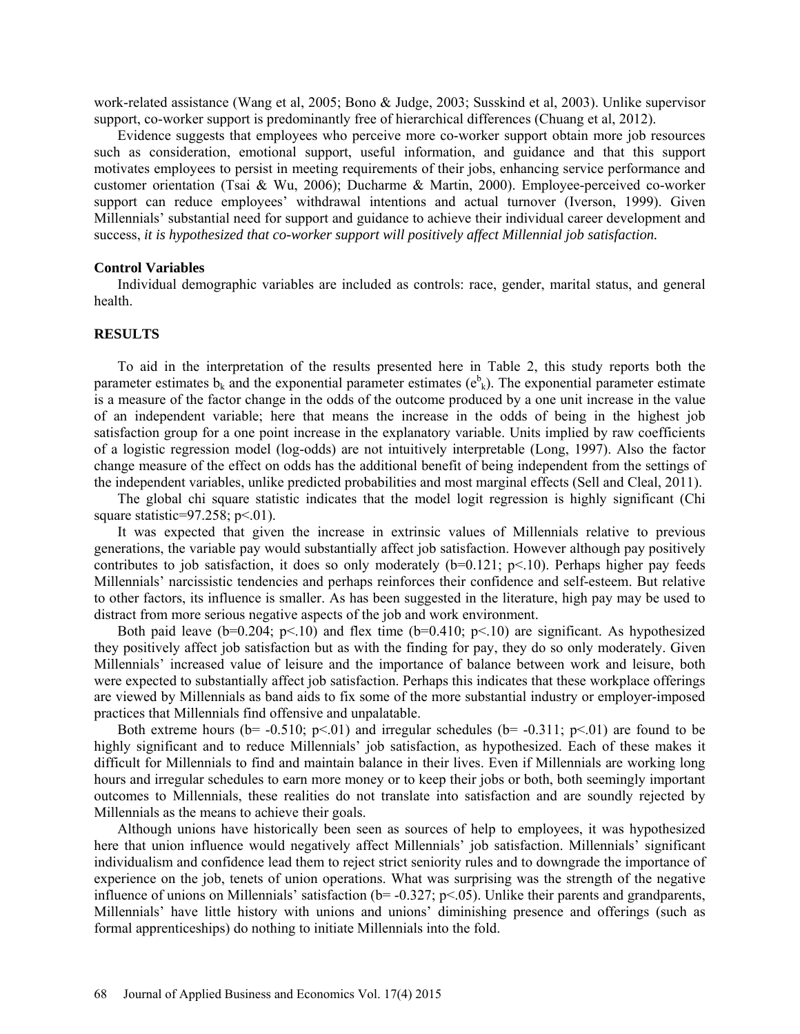work-related assistance (Wang et al, 2005; Bono & Judge, 2003; Susskind et al, 2003). Unlike supervisor support, co-worker support is predominantly free of hierarchical differences (Chuang et al, 2012).

Evidence suggests that employees who perceive more co-worker support obtain more job resources such as consideration, emotional support, useful information, and guidance and that this support motivates employees to persist in meeting requirements of their jobs, enhancing service performance and customer orientation (Tsai & Wu, 2006); Ducharme & Martin, 2000). Employee-perceived co-worker support can reduce employees' withdrawal intentions and actual turnover (Iverson, 1999). Given Millennials' substantial need for support and guidance to achieve their individual career development and success, *it is hypothesized that co-worker support will positively affect Millennial job satisfaction.*

**Control Variables**

Individual demographic variables are included as controls: race, gender, marital status, and general health.

## RESULTS

To aid in the interpretation of the results presented here in Table 2, this study reports both the parameter estimates $b_k$ and the exponential parameter estimates ($e^{b_k}$). The exponential parameter estimate is a measure of the factor change in the odds of the outcome produced by a one unit increase in the value of an independent variable; here that means the increase in the odds of being in the highest job satisfaction group for a one point increase in the explanatory variable. Units implied by raw coefficients of a logistic regression model (log-odds) are not intuitively interpretable (Long, 1997). Also the factor change measure of the effect on odds has the additional benefit of being independent from the settings of the independent variables, unlike predicted probabilities and most marginal effects (Sell and Cleal, 2011).

The global chi square statistic indicates that the model logit regression is highly significant (Chi square statistic=97.258; $p<.01$).

It was expected that given the increase in extrinsic values of Millennials relative to previous generations, the variable pay would substantially affect job satisfaction. However although pay positively contributes to job satisfaction, it does so only moderately ($b=0.121$; $p<.10$). Perhaps higher pay feeds Millennials' narcissistic tendencies and perhaps reinforces their confidence and self-esteem. But relative to other factors, its influence is smaller. As has been suggested in the literature, high pay may be used to distract from more serious negative aspects of the job and work environment.

Both paid leave ($b=0.204$; $p<.10$) and flex time ($b=0.410$; $p<.10$) are significant. As hypothesized they positively affect job satisfaction but as with the finding for pay, they do so only moderately. Given Millennials' increased value of leisure and the importance of balance between work and leisure, both were expected to substantially affect job satisfaction. Perhaps this indicates that these workplace offerings are viewed by Millennials as band aids to fix some of the more substantial industry or employer-imposed practices that Millennials find offensive and unpalatable.

Both extreme hours ($b= -0.510$; $p<.01$) and irregular schedules ($b= -0.311$; $p<.01$) are found to be highly significant and to reduce Millennials' job satisfaction, as hypothesized. Each of these makes it difficult for Millennials to find and maintain balance in their lives. Even if Millennials are working long hours and irregular schedules to earn more money or to keep their jobs or both, both seemingly important outcomes to Millennials, these realities do not translate into satisfaction and are soundly rejected by Millennials as the means to achieve their goals.

Although unions have historically been seen as sources of help to employees, it was hypothesized here that union influence would negatively affect Millennials' job satisfaction. Millennials' significant individualism and confidence lead them to reject strict seniority rules and to downgrade the importance of experience on the job, tenets of union operations. What was surprising was the strength of the negative influence of unions on Millennials' satisfaction ($b= -0.327$; $p<.05$). Unlike their parents and grandparents, Millennials' have little history with unions and unions' diminishing presence and offerings (such as formal apprenticeships) do nothing to initiate Millennials into the fold.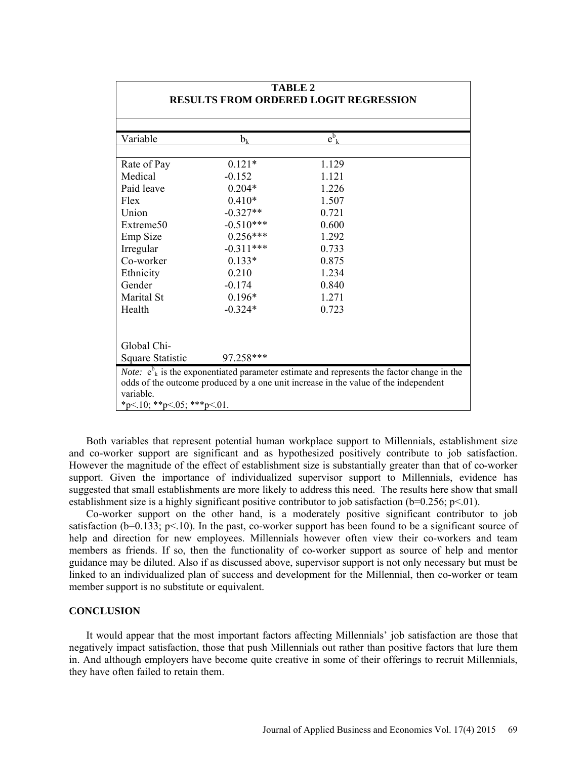**TABLE 2**
**RESULTS FROM ORDERED LOGIT REGRESSION**

| Variable | $b_k$ | $e^{b}_{k}$ |
|---|---|---|
| Rate of Pay | 0.121* | 1.129 |
| Medical | -0.152 | 1.121 |
| Paid leave | 0.204* | 1.226 |
| Flex | 0.410* | 1.507 |
| Union | -0.327** | 0.721 |
| Extreme50 | -0.510*** | 0.600 |
| Emp Size | 0.256*** | 1.292 |
| Irregular | -0.311*** | 0.733 |
| Co-worker | 0.133* | 0.875 |
| Ethnicity | 0.210 | 1.234 |
| Gender | -0.174 | 0.840 |
| Marital St | 0.196* | 1.271 |
| Health | -0.324* | 0.723 |
| Global Chi-Square Statistic | 97.258*** | |

*Note:* $e^{b}_{k}$ is the exponentiated parameter estimate and represents the factor change in the odds of the outcome produced by a one unit increase in the value of the independent variable.
*p<.10; **p<.05; ***p<.01.

Both variables that represent potential human workplace support to Millennials, establishment size and co-worker support are significant and as hypothesized positively contribute to job satisfaction. However the magnitude of the effect of establishment size is substantially greater than that of co-worker support. Given the importance of individualized supervisor support to Millennials, evidence has suggested that small establishments are more likely to address this need. The results here show that small establishment size is a highly significant positive contributor to job satisfaction ($b=0.256$; $p<.01$).

Co-worker support on the other hand, is a moderately positive significant contributor to job satisfaction ($b=0.133$; $p<.10$). In the past, co-worker support has been found to be a significant source of help and direction for new employees. Millennials however often view their co-workers and team members as friends. If so, then the functionality of co-worker support as source of help and mentor guidance may be diluted. Also if as discussed above, supervisor support is not only necessary but must be linked to an individualized plan of success and development for the Millennial, then co-worker or team member support is no substitute or equivalent.

## CONCLUSION

It would appear that the most important factors affecting Millennials' job satisfaction are those that negatively impact satisfaction, those that push Millennials out rather than positive factors that lure them in. And although employers have become quite creative in some of their offerings to recruit Millennials, they have often failed to retain them.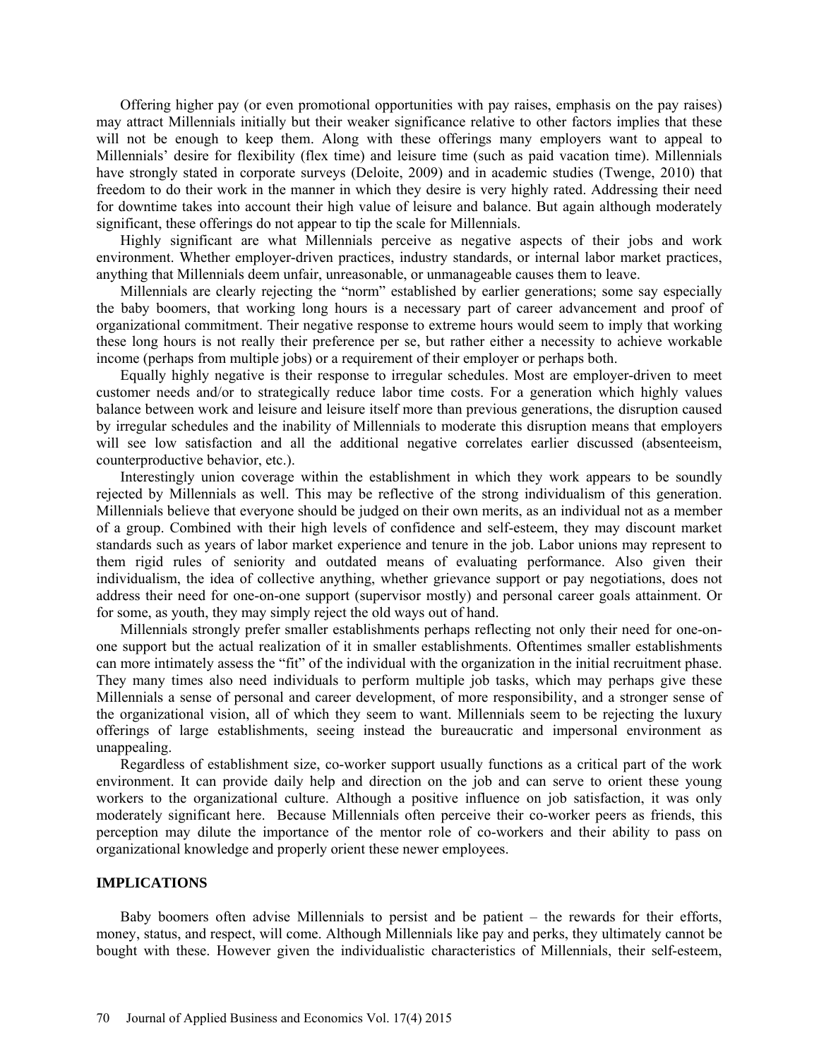Offering higher pay (or even promotional opportunities with pay raises, emphasis on the pay raises) may attract Millennials initially but their weaker significance relative to other factors implies that these will not be enough to keep them. Along with these offerings many employers want to appeal to Millennials' desire for flexibility (flex time) and leisure time (such as paid vacation time). Millennials have strongly stated in corporate surveys (Deloite, 2009) and in academic studies (Twenge, 2010) that freedom to do their work in the manner in which they desire is very highly rated. Addressing their need for downtime takes into account their high value of leisure and balance. But again although moderately significant, these offerings do not appear to tip the scale for Millennials.

Highly significant are what Millennials perceive as negative aspects of their jobs and work environment. Whether employer-driven practices, industry standards, or internal labor market practices, anything that Millennials deem unfair, unreasonable, or unmanageable causes them to leave.

Millennials are clearly rejecting the "norm" established by earlier generations; some say especially the baby boomers, that working long hours is a necessary part of career advancement and proof of organizational commitment. Their negative response to extreme hours would seem to imply that working these long hours is not really their preference per se, but rather either a necessity to achieve workable income (perhaps from multiple jobs) or a requirement of their employer or perhaps both.

Equally highly negative is their response to irregular schedules. Most are employer-driven to meet customer needs and/or to strategically reduce labor time costs. For a generation which highly values balance between work and leisure and leisure itself more than previous generations, the disruption caused by irregular schedules and the inability of Millennials to moderate this disruption means that employers will see low satisfaction and all the additional negative correlates earlier discussed (absenteeism, counterproductive behavior, etc.).

Interestingly union coverage within the establishment in which they work appears to be soundly rejected by Millennials as well. This may be reflective of the strong individualism of this generation. Millennials believe that everyone should be judged on their own merits, as an individual not as a member of a group. Combined with their high levels of confidence and self-esteem, they may discount market standards such as years of labor market experience and tenure in the job. Labor unions may represent to them rigid rules of seniority and outdated means of evaluating performance. Also given their individualism, the idea of collective anything, whether grievance support or pay negotiations, does not address their need for one-on-one support (supervisor mostly) and personal career goals attainment. Or for some, as youth, they may simply reject the old ways out of hand.

Millennials strongly prefer smaller establishments perhaps reflecting not only their need for one-on-one support but the actual realization of it in smaller establishments. Oftentimes smaller establishments can more intimately assess the "fit" of the individual with the organization in the initial recruitment phase. They many times also need individuals to perform multiple job tasks, which may perhaps give these Millennials a sense of personal and career development, of more responsibility, and a stronger sense of the organizational vision, all of which they seem to want. Millennials seem to be rejecting the luxury offerings of large establishments, seeing instead the bureaucratic and impersonal environment as unappealing.

Regardless of establishment size, co-worker support usually functions as a critical part of the work environment. It can provide daily help and direction on the job and can serve to orient these young workers to the organizational culture. Although a positive influence on job satisfaction, it was only moderately significant here. Because Millennials often perceive their co-worker peers as friends, this perception may dilute the importance of the mentor role of co-workers and their ability to pass on organizational knowledge and properly orient these newer employees.

## IMPLICATIONS

Baby boomers often advise Millennials to persist and be patient – the rewards for their efforts, money, status, and respect, will come. Although Millennials like pay and perks, they ultimately cannot be bought with these. However given the individualistic characteristics of Millennials, their self-esteem,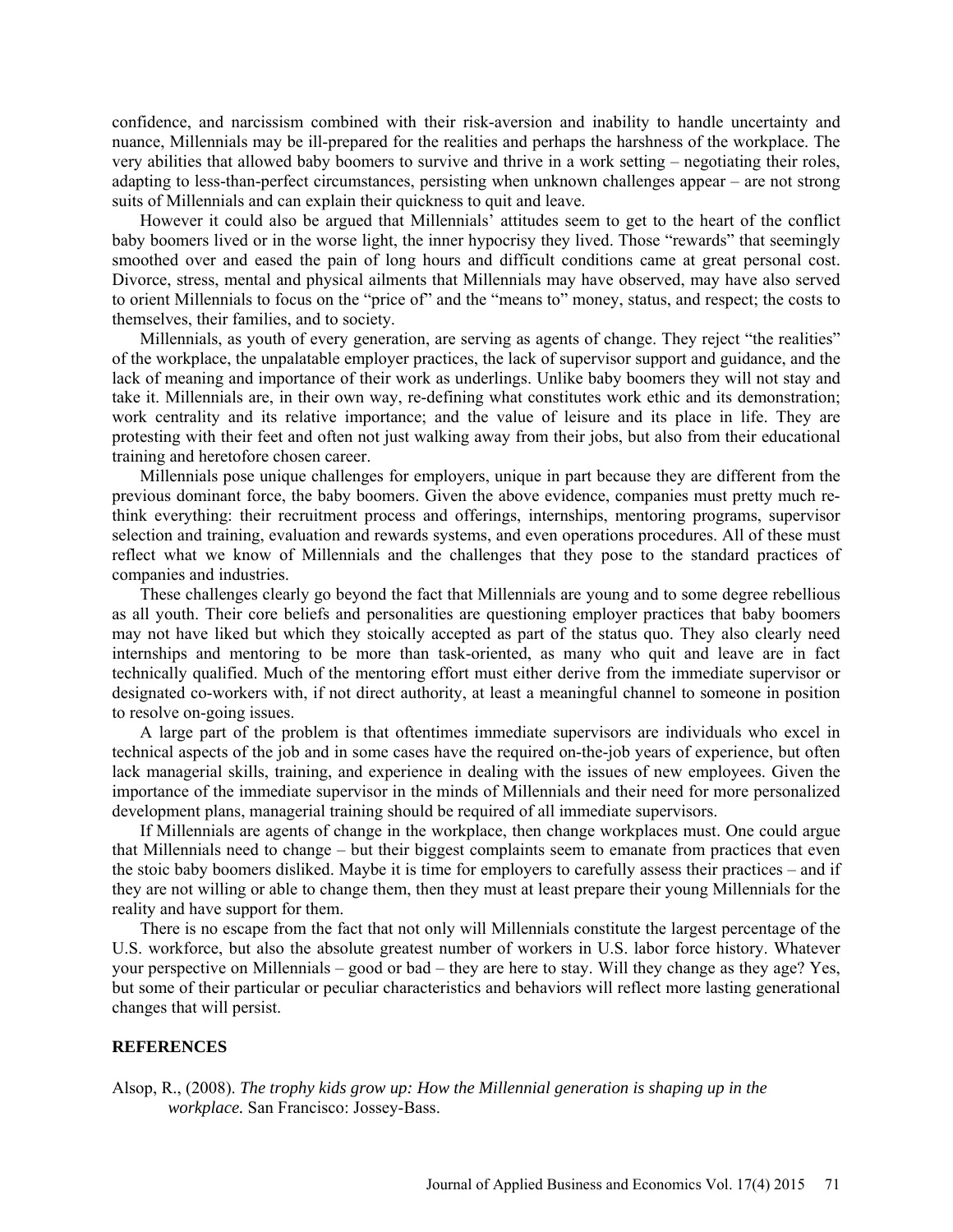confidence, and narcissism combined with their risk-aversion and inability to handle uncertainty and nuance, Millennials may be ill-prepared for the realities and perhaps the harshness of the workplace. The very abilities that allowed baby boomers to survive and thrive in a work setting – negotiating their roles, adapting to less-than-perfect circumstances, persisting when unknown challenges appear – are not strong suits of Millennials and can explain their quickness to quit and leave.

However it could also be argued that Millennials' attitudes seem to get to the heart of the conflict baby boomers lived or in the worse light, the inner hypocrisy they lived. Those "rewards" that seemingly smoothed over and eased the pain of long hours and difficult conditions came at great personal cost. Divorce, stress, mental and physical ailments that Millennials may have observed, may have also served to orient Millennials to focus on the "price of" and the "means to" money, status, and respect; the costs to themselves, their families, and to society.

Millennials, as youth of every generation, are serving as agents of change. They reject "the realities" of the workplace, the unpalatable employer practices, the lack of supervisor support and guidance, and the lack of meaning and importance of their work as underlings. Unlike baby boomers they will not stay and take it. Millennials are, in their own way, re-defining what constitutes work ethic and its demonstration; work centrality and its relative importance; and the value of leisure and its place in life. They are protesting with their feet and often not just walking away from their jobs, but also from their educational training and heretofore chosen career.

Millennials pose unique challenges for employers, unique in part because they are different from the previous dominant force, the baby boomers. Given the above evidence, companies must pretty much re-think everything: their recruitment process and offerings, internships, mentoring programs, supervisor selection and training, evaluation and rewards systems, and even operations procedures. All of these must reflect what we know of Millennials and the challenges that they pose to the standard practices of companies and industries.

These challenges clearly go beyond the fact that Millennials are young and to some degree rebellious as all youth. Their core beliefs and personalities are questioning employer practices that baby boomers may not have liked but which they stoically accepted as part of the status quo. They also clearly need internships and mentoring to be more than task-oriented, as many who quit and leave are in fact technically qualified. Much of the mentoring effort must either derive from the immediate supervisor or designated co-workers with, if not direct authority, at least a meaningful channel to someone in position to resolve on-going issues.

A large part of the problem is that oftentimes immediate supervisors are individuals who excel in technical aspects of the job and in some cases have the required on-the-job years of experience, but often lack managerial skills, training, and experience in dealing with the issues of new employees. Given the importance of the immediate supervisor in the minds of Millennials and their need for more personalized development plans, managerial training should be required of all immediate supervisors.

If Millennials are agents of change in the workplace, then change workplaces must. One could argue that Millennials need to change – but their biggest complaints seem to emanate from practices that even the stoic baby boomers disliked. Maybe it is time for employers to carefully assess their practices – and if they are not willing or able to change them, then they must at least prepare their young Millennials for the reality and have support for them.

There is no escape from the fact that not only will Millennials constitute the largest percentage of the U.S. workforce, but also the absolute greatest number of workers in U.S. labor force history. Whatever your perspective on Millennials – good or bad – they are here to stay. Will they change as they age? Yes, but some of their particular or peculiar characteristics and behaviors will reflect more lasting generational changes that will persist.

## REFERENCES

Alsop, R., (2008). *The trophy kids grow up: How the Millennial generation is shaping up in the workplace.* San Francisco: Jossey-Bass.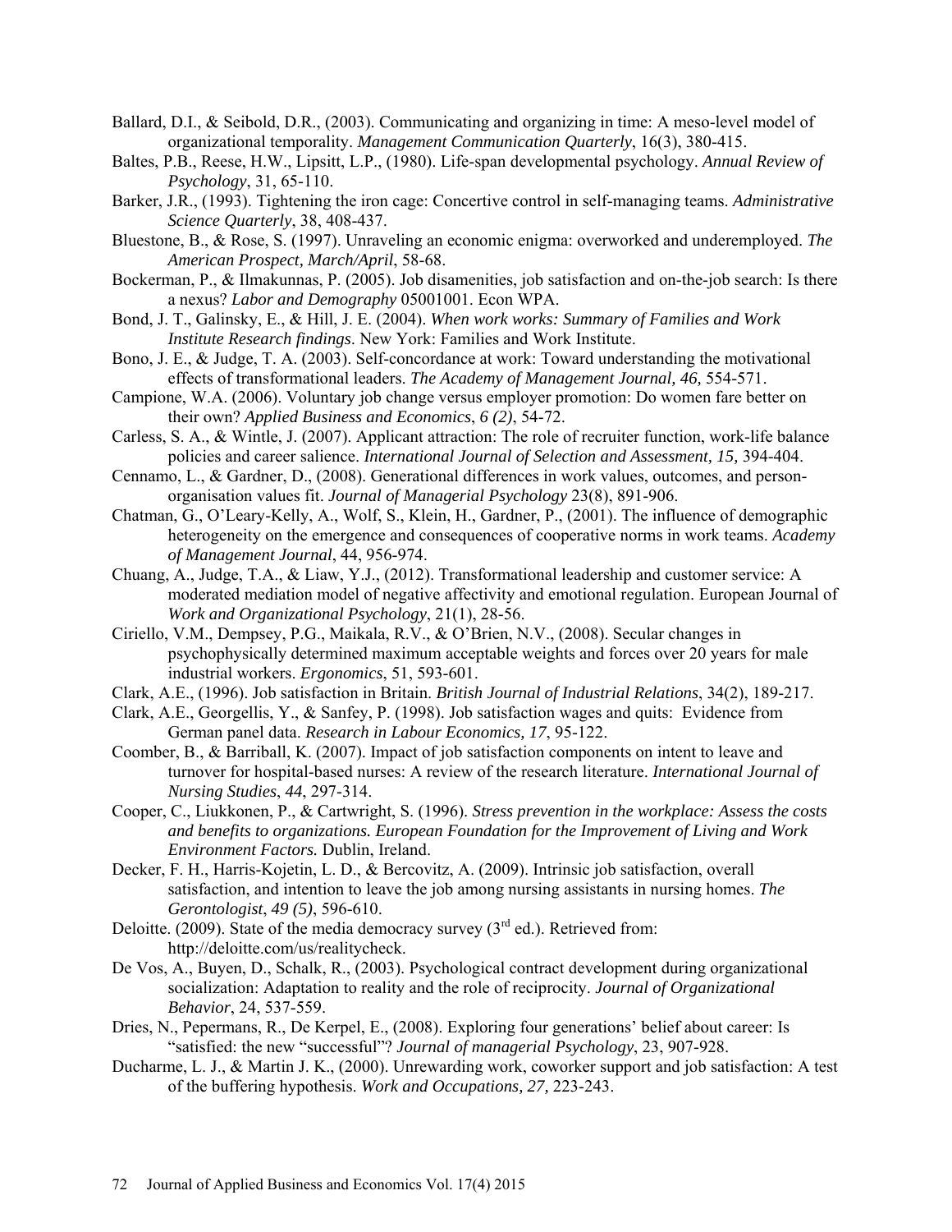Ballard, D.I., & Seibold, D.R., (2003). Communicating and organizing in time: A meso-level model of organizational temporality. *Management Communication Quarterly*, 16(3), 380-415.

Baltes, P.B., Reese, H.W., Lipsitt, L.P., (1980). Life-span developmental psychology. *Annual Review of Psychology*, 31, 65-110.

Barker, J.R., (1993). Tightening the iron cage: Concertive control in self-managing teams. *Administrative Science Quarterly*, 38, 408-437.

Bluestone, B., & Rose, S. (1997). Unraveling an economic enigma: overworked and underemployed. *The American Prospect, March/April*, 58-68.

Bockerman, P., & Ilmakunnas, P. (2005). Job disamenities, job satisfaction and on-the-job search: Is there a nexus? *Labor and Demography* 05001001. Econ WPA.

Bond, J. T., Galinsky, E., & Hill, J. E. (2004). *When work works: Summary of Families and Work Institute Research findings*. New York: Families and Work Institute.

Bono, J. E., & Judge, T. A. (2003). Self-concordance at work: Toward understanding the motivational effects of transformational leaders. *The Academy of Management Journal, 46,* 554-571.

Campione, W.A. (2006). Voluntary job change versus employer promotion: Do women fare better on their own? *Applied Business and Economics*, *6 (2)*, 54-72.

Carless, S. A., & Wintle, J. (2007). Applicant attraction: The role of recruiter function, work-life balance policies and career salience. *International Journal of Selection and Assessment, 15,* 394-404.

Cennamo, L., & Gardner, D., (2008). Generational differences in work values, outcomes, and person-organisation values fit. *Journal of Managerial Psychology* 23(8), 891-906.

Chatman, G., O'Leary-Kelly, A., Wolf, S., Klein, H., Gardner, P., (2001). The influence of demographic heterogeneity on the emergence and consequences of cooperative norms in work teams. *Academy of Management Journal*, 44, 956-974.

Chuang, A., Judge, T.A., & Liaw, Y.J., (2012). Transformational leadership and customer service: A moderated mediation model of negative affectivity and emotional regulation. European Journal of *Work and Organizational Psychology*, 21(1), 28-56.

Ciriello, V.M., Dempsey, P.G., Maikala, R.V., & O'Brien, N.V., (2008). Secular changes in psychophysically determined maximum acceptable weights and forces over 20 years for male industrial workers. *Ergonomics*, 51, 593-601.

Clark, A.E., (1996). Job satisfaction in Britain. *British Journal of Industrial Relations*, 34(2), 189-217.

Clark, A.E., Georgellis, Y., & Sanfey, P. (1998). Job satisfaction wages and quits: Evidence from German panel data. *Research in Labour Economics, 17*, 95-122.

Coomber, B., & Barriball, K. (2007). Impact of job satisfaction components on intent to leave and turnover for hospital-based nurses: A review of the research literature. *International Journal of Nursing Studies*, *44*, 297-314.

Cooper, C., Liukkonen, P., & Cartwright, S. (1996). *Stress prevention in the workplace: Assess the costs and benefits to organizations. European Foundation for the Improvement of Living and Work Environment Factors.* Dublin, Ireland.

Decker, F. H., Harris-Kojetin, L. D., & Bercovitz, A. (2009). Intrinsic job satisfaction, overall satisfaction, and intention to leave the job among nursing assistants in nursing homes. *The Gerontologist*, *49 (5)*, 596-610.

Deloitte. (2009). State of the media democracy survey (3rd ed.). Retrieved from: http://deloitte.com/us/realitycheck.

De Vos, A., Buyen, D., Schalk, R., (2003). Psychological contract development during organizational socialization: Adaptation to reality and the role of reciprocity. *Journal of Organizational Behavior*, 24, 537-559.

Dries, N., Pepermans, R., De Kerpel, E., (2008). Exploring four generations' belief about career: Is "satisfied: the new "successful"? *Journal of managerial Psychology*, 23, 907-928.

Ducharme, L. J., & Martin J. K., (2000). Unrewarding work, coworker support and job satisfaction: A test of the buffering hypothesis. *Work and Occupations, 27,* 223-243.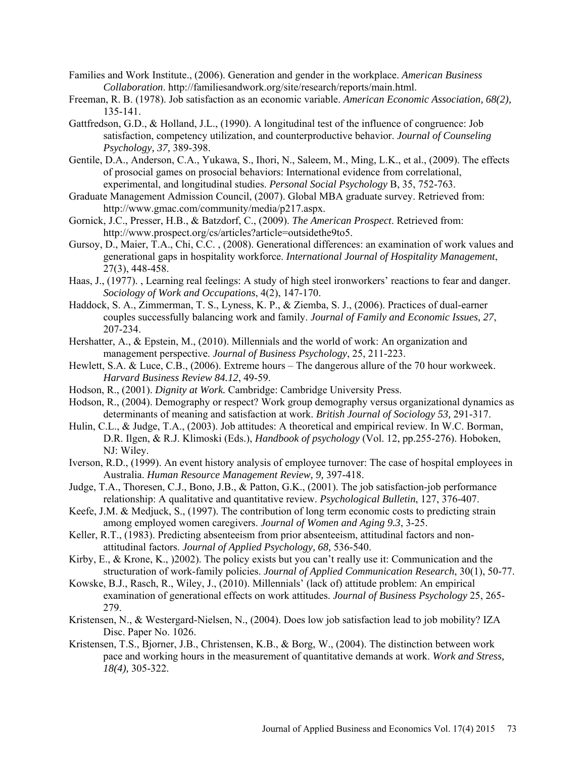Families and Work Institute., (2006). Generation and gender in the workplace. *American Business Collaboration*. http://familiesandwork.org/site/research/reports/main.html.

Freeman, R. B. (1978). Job satisfaction as an economic variable. *American Economic Association, 68(2),* 135-141.

Gattfredson, G.D., & Holland, J.L., (1990). A longitudinal test of the influence of congruence: Job satisfaction, competency utilization, and counterproductive behavior. *Journal of Counseling Psychology, 37,* 389-398.

Gentile, D.A., Anderson, C.A., Yukawa, S., Ihori, N., Saleem, M., Ming, L.K., et al., (2009). The effects of prosocial games on prosocial behaviors: International evidence from correlational, experimental, and longitudinal studies. *Personal Social Psychology* B, 35, 752-763.

Graduate Management Admission Council, (2007). Global MBA graduate survey. Retrieved from: http://www.gmac.com/community/media/p217.aspx.

Gornick, J.C., Presser, H.B., & Batzdorf, C., (2009). *The American Prospect*. Retrieved from: http://www.prospect.org/cs/articles?article=outsidethe9to5.

Gursoy, D., Maier, T.A., Chi, C.C. , (2008). Generational differences: an examination of work values and generational gaps in hospitality workforce. *International Journal of Hospitality Management*, 27(3), 448-458.

Haas, J., (1977). , Learning real feelings: A study of high steel ironworkers' reactions to fear and danger. *Sociology of Work and Occupations*, 4(2), 147-170.

Haddock, S. A., Zimmerman, T. S., Lyness, K. P., & Ziemba, S. J., (2006). Practices of dual-earner couples successfully balancing work and family. *Journal of Family and Economic Issues, 27*, 207-234.

Hershatter, A., & Epstein, M., (2010). Millennials and the world of work: An organization and management perspective. *Journal of Business Psychology*, 25, 211-223.

Hewlett, S.A. & Luce, C.B., (2006). Extreme hours – The dangerous allure of the 70 hour workweek. *Harvard Business Review 84.12*, 49-59.

Hodson, R., (2001). *Dignity at Work.* Cambridge: Cambridge University Press.

Hodson, R., (2004). Demography or respect? Work group demography versus organizational dynamics as determinants of meaning and satisfaction at work. *British Journal of Sociology 53,* 291-317.

Hulin, C.L., & Judge, T.A., (2003). Job attitudes: A theoretical and empirical review. In W.C. Borman, D.R. Ilgen, & R.J. Klimoski (Eds.), *Handbook of psychology* (Vol. 12, pp.255-276). Hoboken, NJ: Wiley.

Iverson, R.D., (1999). An event history analysis of employee turnover: The case of hospital employees in Australia. *Human Resource Management Review, 9,* 397-418.

Judge, T.A., Thoresen, C.J., Bono, J.B., & Patton, G.K., (2001). The job satisfaction-job performance relationship: A qualitative and quantitative review. *Psychological Bulletin*, 127, 376-407.

Keefe, J.M. & Medjuck, S., (1997). The contribution of long term economic costs to predicting strain among employed women caregivers. *Journal of Women and Aging 9.3*, 3-25.

Keller, R.T., (1983). Predicting absenteeism from prior absenteeism, attitudinal factors and non-attitudinal factors. *Journal of Applied Psychology, 68,* 536-540.

Kirby, E., & Krone, K., )2002). The policy exists but you can't really use it: Communication and the structuration of work-family policies. *Journal of Applied Communication Research*, 30(1), 50-77.

Kowske, B.J., Rasch, R., Wiley, J., (2010). Millennials' (lack of) attitude problem: An empirical examination of generational effects on work attitudes. *Journal of Business Psychology* 25, 265-279.

Kristensen, N., & Westergard-Nielsen, N., (2004). Does low job satisfaction lead to job mobility? IZA Disc. Paper No. 1026.

Kristensen, T.S., Bjorner, J.B., Christensen, K.B., & Borg, W., (2004). The distinction between work pace and working hours in the measurement of quantitative demands at work. *Work and Stress, 18(4),* 305-322.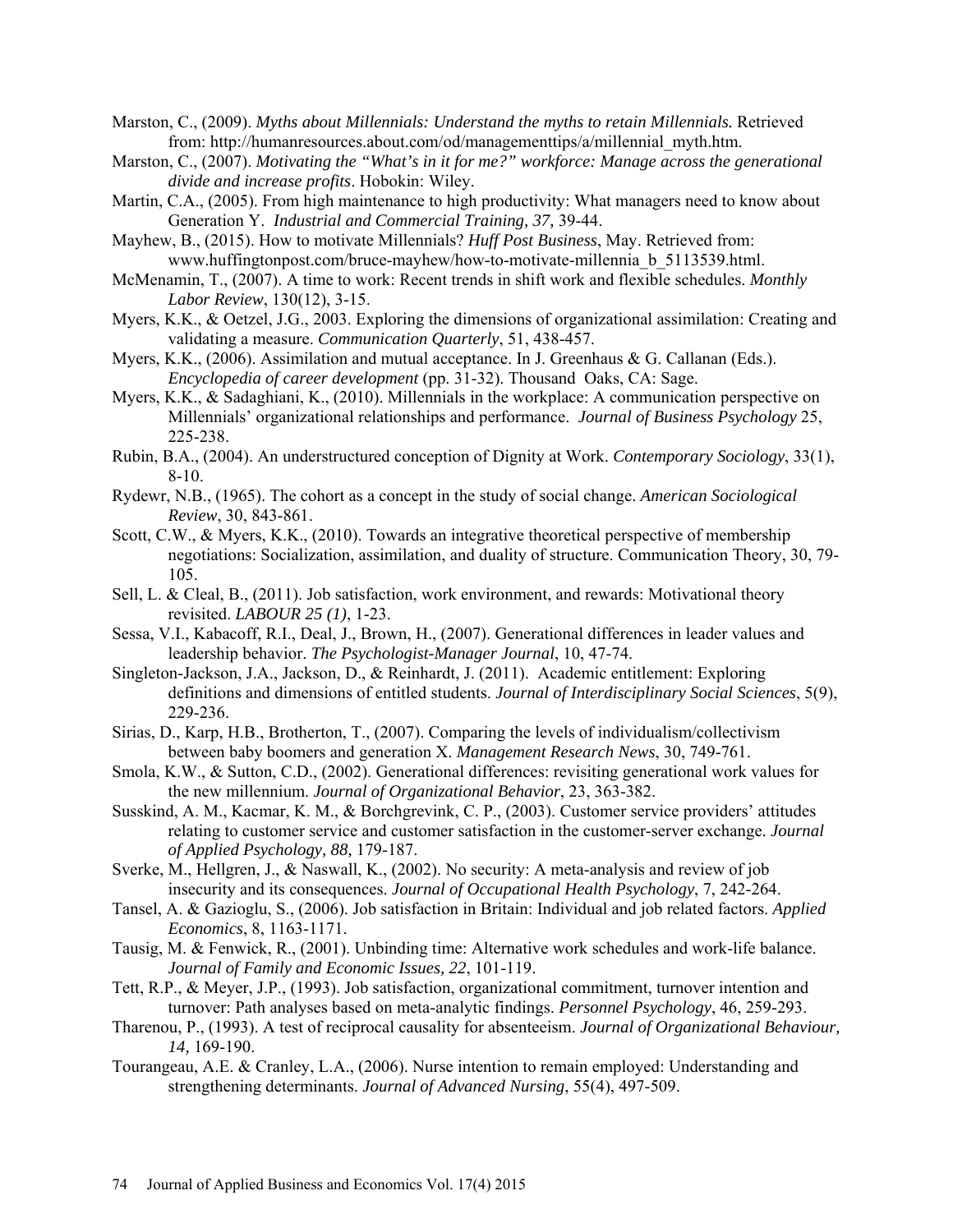Marston, C., (2009). *Myths about Millennials: Understand the myths to retain Millennials.* Retrieved from: http://humanresources.about.com/od/managementtips/a/millennial_myth.htm.

Marston, C., (2007). *Motivating the "What's in it for me?" workforce: Manage across the generational divide and increase profits*. Hobokin: Wiley.

Martin, C.A., (2005). From high maintenance to high productivity: What managers need to know about Generation Y. *Industrial and Commercial Training, 37,* 39-44.

Mayhew, B., (2015). How to motivate Millennials? *Huff Post Business*, May. Retrieved from: www.huffingtonpost.com/bruce-mayhew/how-to-motivate-millennia_b_5113539.html.

McMenamin, T., (2007). A time to work: Recent trends in shift work and flexible schedules. *Monthly Labor Review*, 130(12), 3-15.

Myers, K.K., & Oetzel, J.G., 2003. Exploring the dimensions of organizational assimilation: Creating and validating a measure. *Communication Quarterly*, 51, 438-457.

Myers, K.K., (2006). Assimilation and mutual acceptance. In J. Greenhaus & G. Callanan (Eds.). *Encyclopedia of career development* (pp. 31-32). Thousand Oaks, CA: Sage.

Myers, K.K., & Sadaghiani, K., (2010). Millennials in the workplace: A communication perspective on Millennials' organizational relationships and performance. *Journal of Business Psychology* 25, 225-238.

Rubin, B.A., (2004). An understructured conception of Dignity at Work. *Contemporary Sociology*, 33(1), 8-10.

Rydewr, N.B., (1965). The cohort as a concept in the study of social change. *American Sociological Review*, 30, 843-861.

Scott, C.W., & Myers, K.K., (2010). Towards an integrative theoretical perspective of membership negotiations: Socialization, assimilation, and duality of structure. Communication Theory, 30, 79-105.

Sell, L. & Cleal, B., (2011). Job satisfaction, work environment, and rewards: Motivational theory revisited. *LABOUR 25 (1)*, 1-23.

Sessa, V.I., Kabacoff, R.I., Deal, J., Brown, H., (2007). Generational differences in leader values and leadership behavior. *The Psychologist-Manager Journal*, 10, 47-74.

Singleton-Jackson, J.A., Jackson, D., & Reinhardt, J. (2011). Academic entitlement: Exploring definitions and dimensions of entitled students. *Journal of Interdisciplinary Social Sciences*, 5(9), 229-236.

Sirias, D., Karp, H.B., Brotherton, T., (2007). Comparing the levels of individualism/collectivism between baby boomers and generation X. *Management Research News*, 30, 749-761.

Smola, K.W., & Sutton, C.D., (2002). Generational differences: revisiting generational work values for the new millennium. *Journal of Organizational Behavior*, 23, 363-382.

Susskind, A. M., Kacmar, K. M., & Borchgrevink, C. P., (2003). Customer service providers' attitudes relating to customer service and customer satisfaction in the customer-server exchange. *Journal of Applied Psychology, 88,* 179-187.

Sverke, M., Hellgren, J., & Naswall, K., (2002). No security: A meta-analysis and review of job insecurity and its consequences. *Journal of Occupational Health Psychology*, 7, 242-264.

Tansel, A. & Gazioglu, S., (2006). Job satisfaction in Britain: Individual and job related factors. *Applied Economics*, 8, 1163-1171.

Tausig, M. & Fenwick, R., (2001). Unbinding time: Alternative work schedules and work-life balance. *Journal of Family and Economic Issues, 22*, 101-119.

Tett, R.P., & Meyer, J.P., (1993). Job satisfaction, organizational commitment, turnover intention and turnover: Path analyses based on meta-analytic findings. *Personnel Psychology*, 46, 259-293.

Tharenou, P., (1993). A test of reciprocal causality for absenteeism. *Journal of Organizational Behaviour, 14,* 169-190.

Tourangeau, A.E. & Cranley, L.A., (2006). Nurse intention to remain employed: Understanding and strengthening determinants. *Journal of Advanced Nursing*, 55(4), 497-509.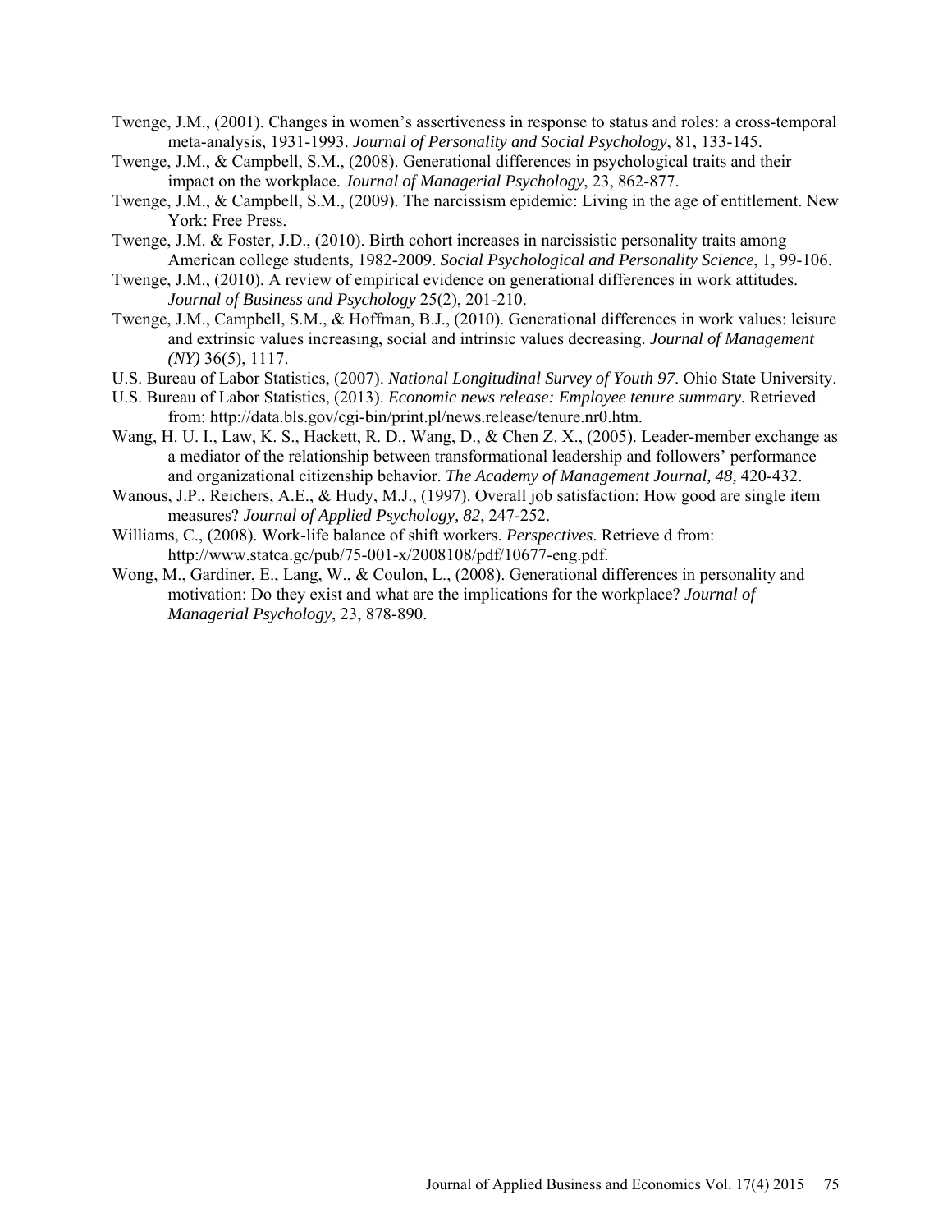Twenge, J.M., (2001). Changes in women's assertiveness in response to status and roles: a cross-temporal meta-analysis, 1931-1993. *Journal of Personality and Social Psychology*, 81, 133-145.

Twenge, J.M., & Campbell, S.M., (2008). Generational differences in psychological traits and their impact on the workplace. *Journal of Managerial Psychology*, 23, 862-877.

Twenge, J.M., & Campbell, S.M., (2009). The narcissism epidemic: Living in the age of entitlement. New York: Free Press.

Twenge, J.M. & Foster, J.D., (2010). Birth cohort increases in narcissistic personality traits among American college students, 1982-2009. *Social Psychological and Personality Science*, 1, 99-106.

Twenge, J.M., (2010). A review of empirical evidence on generational differences in work attitudes. *Journal of Business and Psychology* 25(2), 201-210.

Twenge, J.M., Campbell, S.M., & Hoffman, B.J., (2010). Generational differences in work values: leisure and extrinsic values increasing, social and intrinsic values decreasing. *Journal of Management (NY)* 36(5), 1117.

U.S. Bureau of Labor Statistics, (2007). *National Longitudinal Survey of Youth 97*. Ohio State University.

U.S. Bureau of Labor Statistics, (2013). *Economic news release: Employee tenure summary*. Retrieved from: http://data.bls.gov/cgi-bin/print.pl/news.release/tenure.nr0.htm.

Wang, H. U. I., Law, K. S., Hackett, R. D., Wang, D., & Chen Z. X., (2005). Leader-member exchange as a mediator of the relationship between transformational leadership and followers' performance and organizational citizenship behavior. *The Academy of Management Journal, 48,* 420-432.

Wanous, J.P., Reichers, A.E., & Hudy, M.J., (1997). Overall job satisfaction: How good are single item measures? *Journal of Applied Psychology, 82*, 247-252.

Williams, C., (2008). Work-life balance of shift workers. *Perspectives*. Retrieve d from: http://www.statca.gc/pub/75-001-x/2008108/pdf/10677-eng.pdf.

Wong, M., Gardiner, E., Lang, W., & Coulon, L., (2008). Generational differences in personality and motivation: Do they exist and what are the implications for the workplace? *Journal of Managerial Psychology*, 23, 878-890.